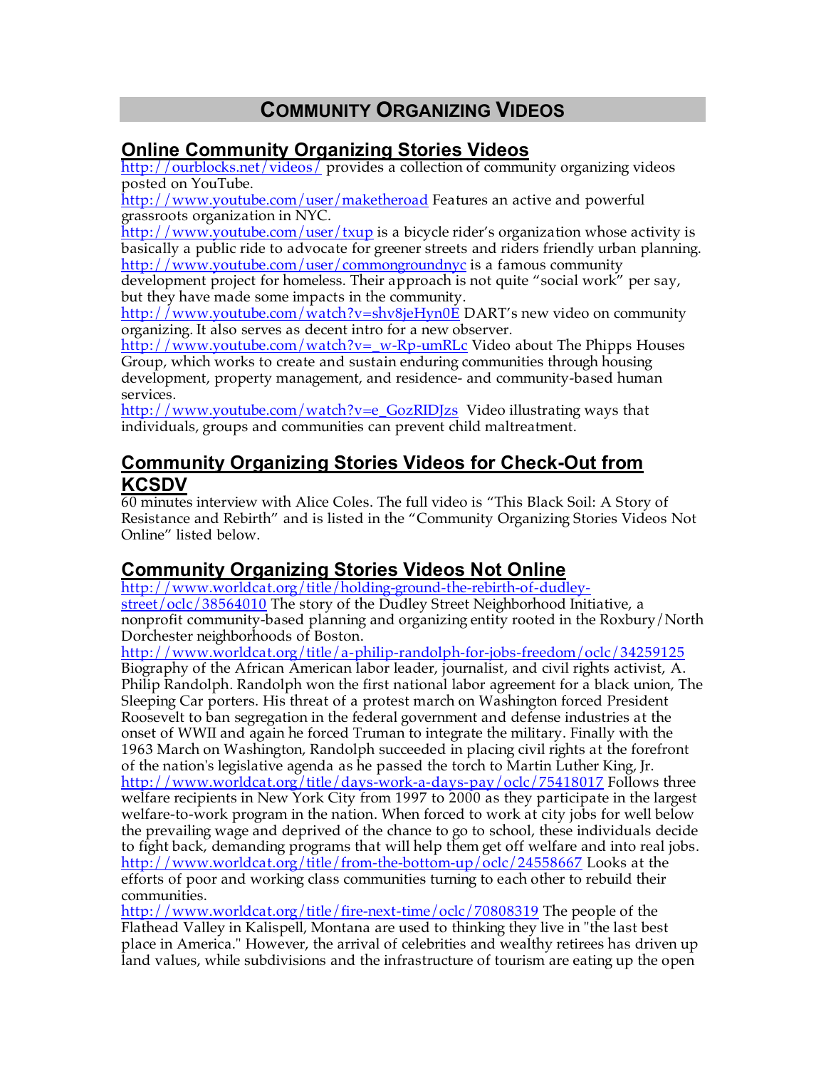# COMMUNITY ORGANIZING VIDEOS

## Online Community Organizing Stories Videos

http://ourblocks.net/videos/ provides a collection of community organizing videos posted on YouTube.

http://www.youtube.com/user/maketheroad Features an active and powerful grassroots organization in NYC.

http://www.youtube.com/user/txup is a bicycle rider's organization whose activity is basically a public ride to advocate for greener streets and riders friendly urban planning.

http://www.youtube.com/user/commongroundnyc is a famous community development project for homeless. Their approach is not quite "social work" per say, but they have made some impacts in the community.

http://www.youtube.com/watch?v=shv8jeHyn0E DART's new video on community organizing. It also serves as decent intro for a new observer.

http://www.youtube.com/watch?v=_w-Rp-umRLc Video about The Phipps Houses Group, which works to create and sustain enduring communities through housing development, property management, and residence- and community-based human services.

http://www.youtube.com/watch?v=e_GozRIDJzs Video illustrating ways that individuals, groups and communities can prevent child maltreatment.

## Community Organizing Stories Videos for Check-Out from KCSDV

60 minutes interview with Alice Coles. The full video is "This Black Soil: A Story of Resistance and Rebirth" and is listed in the "Community Organizing Stories Videos Not Online" listed below.

## Community Organizing Stories Videos Not Online

http://www.worldcat.org/title/holding-ground-the-rebirth-of-dudley-street/oclc/38564010 The story of the Dudley Street Neighborhood Initiative, a nonprofit community-based planning and organizing entity rooted in the Roxbury/North Dorchester neighborhoods of Boston.

http://www.worldcat.org/title/a-philip-randolph-for-jobs-freedom/oclc/34259125 Biography of the African American labor leader, journalist, and civil rights activist, A. Philip Randolph. Randolph won the first national labor agreement for a black union, The Sleeping Car porters. His threat of a protest march on Washington forced President Roosevelt to ban segregation in the federal government and defense industries at the onset of WWII and again he forced Truman to integrate the military. Finally with the 1963 March on Washington, Randolph succeeded in placing civil rights at the forefront of the nation's legislative agenda as he passed the torch to Martin Luther King, Jr.

http://www.worldcat.org/title/days-work-a-days-pay/oclc/75418017 Follows three welfare recipients in New York City from 1997 to 2000 as they participate in the largest welfare-to-work program in the nation. When forced to work at city jobs for well below the prevailing wage and deprived of the chance to go to school, these individuals decide to fight back, demanding programs that will help them get off welfare and into real jobs.

http://www.worldcat.org/title/from-the-bottom-up/oclc/24558667 Looks at the efforts of poor and working class communities turning to each other to rebuild their communities.

http://www.worldcat.org/title/fire-next-time/oclc/70808319 The people of the Flathead Valley in Kalispell, Montana are used to thinking they live in "the last best place in America." However, the arrival of celebrities and wealthy retirees has driven up land values, while subdivisions and the infrastructure of tourism are eating up the open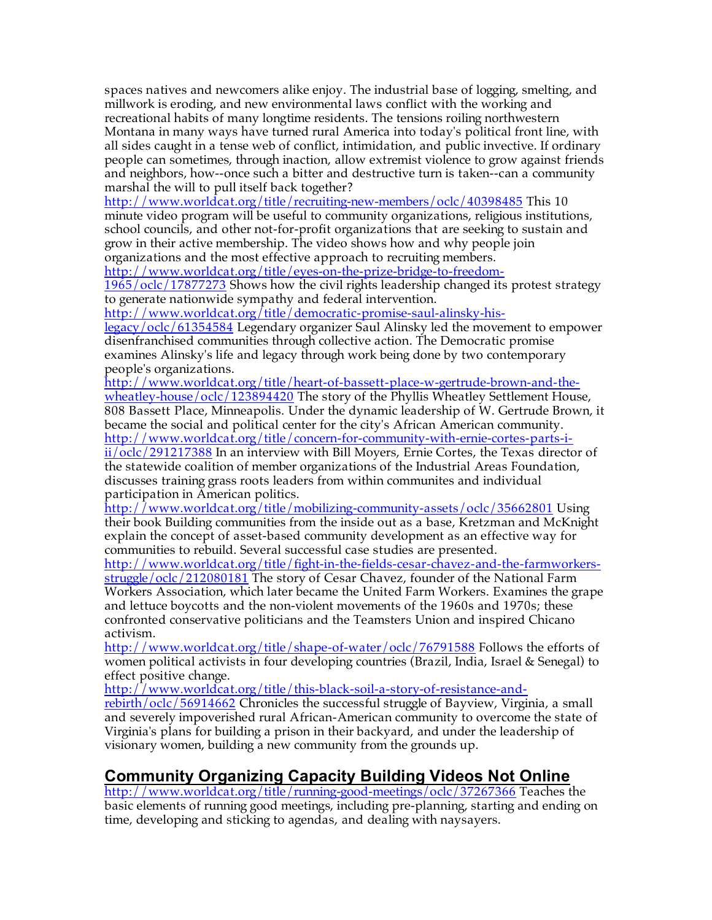spaces natives and newcomers alike enjoy. The industrial base of logging, smelting, and millwork is eroding, and new environmental laws conflict with the working and recreational habits of many longtime residents. The tensions roiling northwestern Montana in many ways have turned rural America into today's political front line, with all sides caught in a tense web of conflict, intimidation, and public invective. If ordinary people can sometimes, through inaction, allow extremist violence to grow against friends and neighbors, how--once such a bitter and destructive turn is taken--can a community marshal the will to pull itself back together?

[http://www.worldcat.org/title/recruiting-new-members/oclc/40398485](http://www.worldcat.org/title/recruiting-new-members/oclc/40398485) This 10 minute video program will be useful to community organizations, religious institutions, school councils, and other not-for-profit organizations that are seeking to sustain and grow in their active membership. The video shows how and why people join organizations and the most effective approach to recruiting members.

[http://www.worldcat.org/title/eyes-on-the-prize-bridge-to-freedom-1965/oclc/17877273](http://www.worldcat.org/title/eyes-on-the-prize-bridge-to-freedom-1965/oclc/17877273) Shows how the civil rights leadership changed its protest strategy to generate nationwide sympathy and federal intervention.

[http://www.worldcat.org/title/democratic-promise-saul-alinsky-his-legacy/oclc/61354584](http://www.worldcat.org/title/democratic-promise-saul-alinsky-his-legacy/oclc/61354584) Legendary organizer Saul Alinsky led the movement to empower disenfranchised communities through collective action. The Democratic promise examines Alinsky's life and legacy through work being done by two contemporary people's organizations.

[http://www.worldcat.org/title/heart-of-bassett-place-w-gertrude-brown-and-the-wheatley-house/oclc/123894420](http://www.worldcat.org/title/heart-of-bassett-place-w-gertrude-brown-and-the-wheatley-house/oclc/123894420) The story of the Phyllis Wheatley Settlement House, 808 Bassett Place, Minneapolis. Under the dynamic leadership of W. Gertrude Brown, it became the social and political center for the city's African American community.

[http://www.worldcat.org/title/concern-for-community-with-ernie-cortes-parts-i-ii/oclc/291217388](http://www.worldcat.org/title/concern-for-community-with-ernie-cortes-parts-i-ii/oclc/291217388) In an interview with Bill Moyers, Ernie Cortes, the Texas director of the statewide coalition of member organizations of the Industrial Areas Foundation, discusses training grass roots leaders from within communites and individual participation in American politics.

[http://www.worldcat.org/title/mobilizing-community-assets/oclc/35662801](http://www.worldcat.org/title/mobilizing-community-assets/oclc/35662801) Using their book Building communities from the inside out as a base, Kretzman and McKnight explain the concept of asset-based community development as an effective way for communities to rebuild. Several successful case studies are presented.

[http://www.worldcat.org/title/fight-in-the-fields-cesar-chavez-and-the-farmworkers-struggle/oclc/212080181](http://www.worldcat.org/title/fight-in-the-fields-cesar-chavez-and-the-farmworkers-struggle/oclc/212080181) The story of Cesar Chavez, founder of the National Farm Workers Association, which later became the United Farm Workers. Examines the grape and lettuce boycotts and the non-violent movements of the 1960s and 1970s; these confronted conservative politicians and the Teamsters Union and inspired Chicano activism.

[http://www.worldcat.org/title/shape-of-water/oclc/76791588](http://www.worldcat.org/title/shape-of-water/oclc/76791588) Follows the efforts of women political activists in four developing countries (Brazil, India, Israel & Senegal) to effect positive change.

[http://www.worldcat.org/title/this-black-soil-a-story-of-resistance-and-rebirth/oclc/56914662](http://www.worldcat.org/title/this-black-soil-a-story-of-resistance-and-rebirth/oclc/56914662) Chronicles the successful struggle of Bayview, Virginia, a small and severely impoverished rural African-American community to overcome the state of Virginia's plans for building a prison in their backyard, and under the leadership of visionary women, building a new community from the grounds up.

## Community Organizing Capacity Building Videos Not Online

[http://www.worldcat.org/title/running-good-meetings/oclc/37267366](http://www.worldcat.org/title/running-good-meetings/oclc/37267366) Teaches the basic elements of running good meetings, including pre-planning, starting and ending on time, developing and sticking to agendas, and dealing with naysayers.